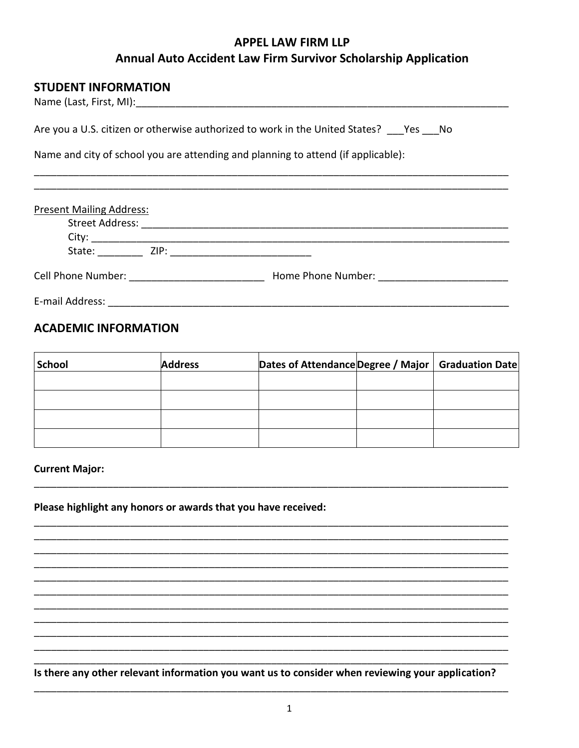# APPEL LAW FIRM LLP

## Annual Auto Accident Law Firm Survivor Scholarship Application

### STUDENT INFORMATION

Name (Last, First, MI):______________________________________________________________________

Are you a U.S. citizen or otherwise authorized to work in the United States? ___Yes ___No

Name and city of school you are attending and planning to attend (if applicable):

_____________________________________________________________________________________

_____________________________________________________________________________________

Present Mailing Address:

Street Address: _______________________________________________________________

City: _________________________________________________________________________

State: ________ ZIP: _________________________

Cell Phone Number: ________________________ Home Phone Number: _______________________

E-mail Address: ________________________________________________________________________

### ACADEMIC INFORMATION

| School | Address | Dates of Attendance | Degree / Major | Graduation Date |
|---|---|---|---|---|
| | | | | |
| | | | | |
| | | | | |
| | | | | |

**Current Major:**

_____________________________________________________________________________________

**Please highlight any honors or awards that you have received:**

_____________________________________________________________________________________

_____________________________________________________________________________________

_____________________________________________________________________________________

_____________________________________________________________________________________

_____________________________________________________________________________________

_____________________________________________________________________________________

_____________________________________________________________________________________

_____________________________________________________________________________________

_____________________________________________________________________________________

_____________________________________________________________________________________

_____________________________________________________________________________________

**Is there any other relevant information you want us to consider when reviewing your application?**

_____________________________________________________________________________________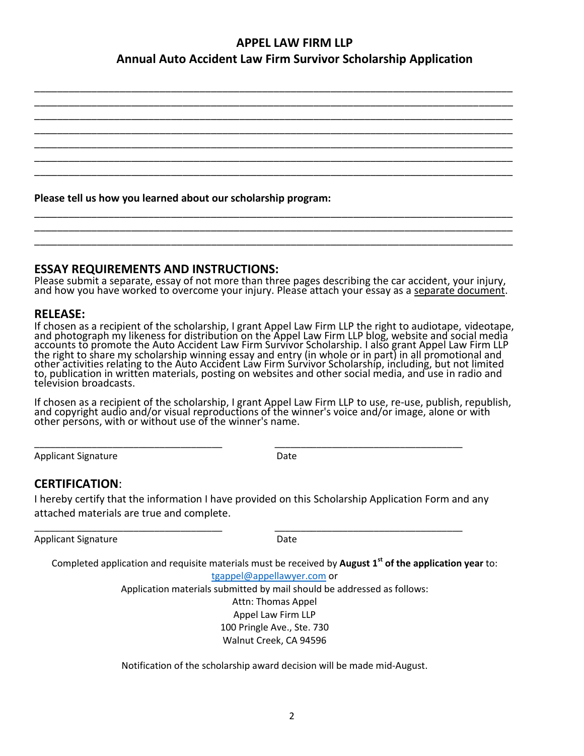## APPEL LAW FIRM LLP

## Annual Auto Accident Law Firm Survivor Scholarship Application

______________________________________________________________________________
______________________________________________________________________________
______________________________________________________________________________
______________________________________________________________________________
______________________________________________________________________________
______________________________________________________________________________
______________________________________________________________________________

**Please tell us how you learned about our scholarship program:**

______________________________________________________________________________
______________________________________________________________________________
______________________________________________________________________________

### ESSAY REQUIREMENTS AND INSTRUCTIONS:

Please submit a separate, essay of not more than three pages describing the car accident, your injury, and how you have worked to overcome your injury. Please attach your essay as a separate document.

### RELEASE:

If chosen as a recipient of the scholarship, I grant Appel Law Firm LLP the right to audiotape, videotape, and photograph my likeness for distribution on the Appel Law Firm LLP blog, website and social media accounts to promote the Auto Accident Law Firm Survivor Scholarship. I also grant Appel Law Firm LLP the right to share my scholarship winning essay and entry (in whole or in part) in all promotional and other activities relating to the Auto Accident Law Firm Survivor Scholarship, including, but not limited to, publication in written materials, posting on websites and other social media, and use in radio and television broadcasts.

If chosen as a recipient of the scholarship, I grant Appel Law Firm LLP to use, re-use, publish, republish, and copyright audio and/or visual reproductions of the winner's voice and/or image, alone or with other persons, with or without use of the winner's name.

___________________________________ ___________________________________

Applicant Signature Date

### CERTIFICATION:

I hereby certify that the information I have provided on this Scholarship Application Form and any attached materials are true and complete.

___________________________________ ___________________________________

Applicant Signature Date

Completed application and requisite materials must be received by **August 1st of the application year** to:

tgappel@appellawyer.com or

Application materials submitted by mail should be addressed as follows:

Attn: Thomas Appel
Appel Law Firm LLP
100 Pringle Ave., Ste. 730
Walnut Creek, CA 94596

Notification of the scholarship award decision will be made mid-August.